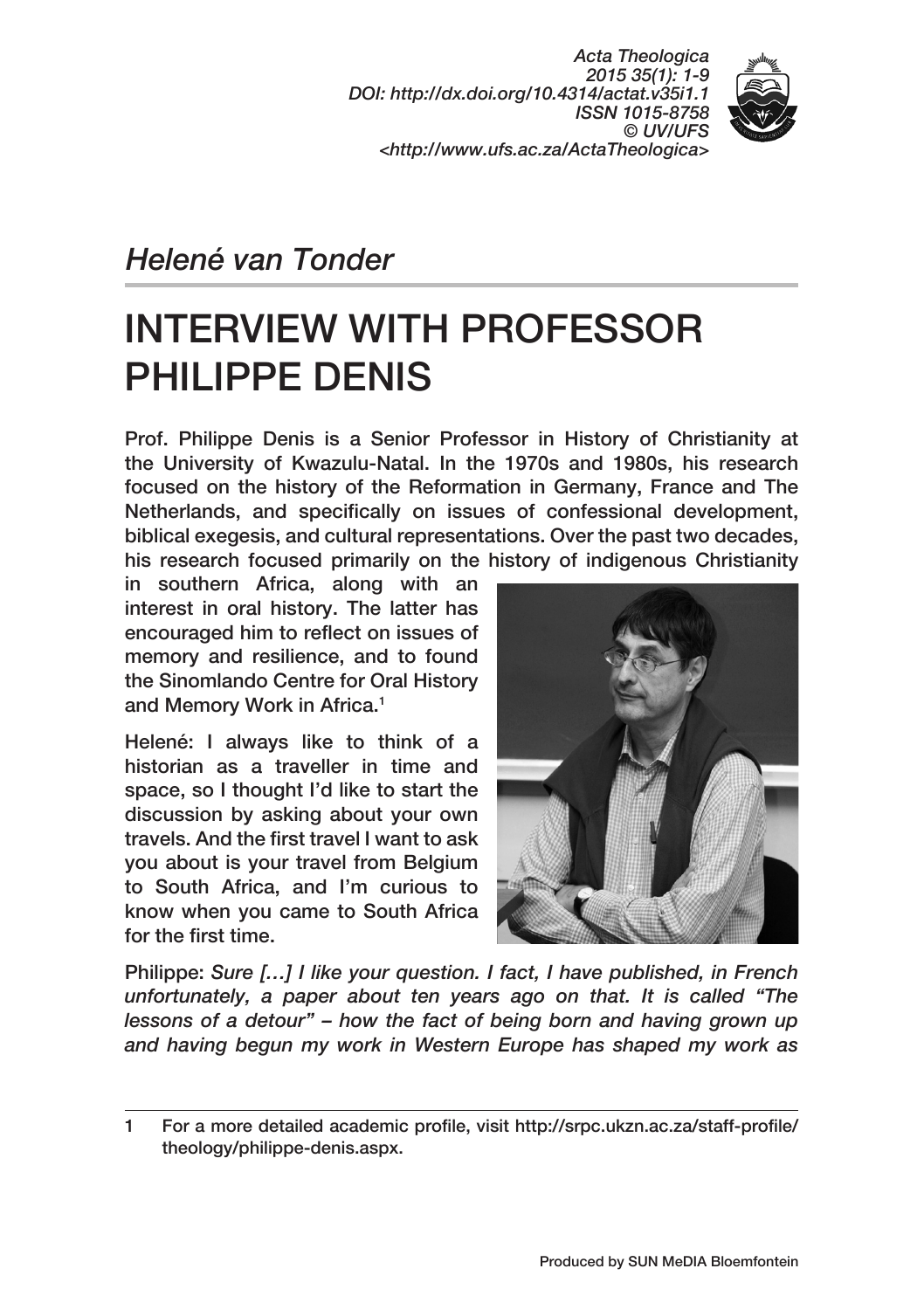*Helené van Tonder*

# INTERVIEW WITH PROFESSOR PHILIPPE DENIS

**Prof. Philippe Denis is a Senior Professor in History of Christianity at the University of Kwazulu-Natal. In the 1970s and 1980s, his research focused on the history of the Reformation in Germany, France and The Netherlands, and specifically on issues of confessional development, biblical exegesis, and cultural representations. Over the past two decades, his research focused primarily on the history of indigenous Christianity in southern Africa, along with an interest in oral history. The latter has encouraged him to reflect on issues of memory and resilience, and to found the Sinomlando Centre for Oral History and Memory Work in Africa.[1]**

Helené: I always like to think of a historian as a traveller in time and space, so I thought I'd like to start the discussion by asking about your own travels. And the first travel I want to ask you about is your travel from Belgium to South Africa, and I'm curious to know when you came to South Africa for the first time.

Philippe: *Sure […] I like your question. I fact, I have published, in French unfortunately, a paper about ten years ago on that. It is called "The lessons of a detour" – how the fact of being born and having grown up and having begun my work in Western Europe has shaped my work as*

---

1 For a more detailed academic profile, visit http://srpc.ukzn.ac.za/staff-profile/theology/philippe-denis.aspx.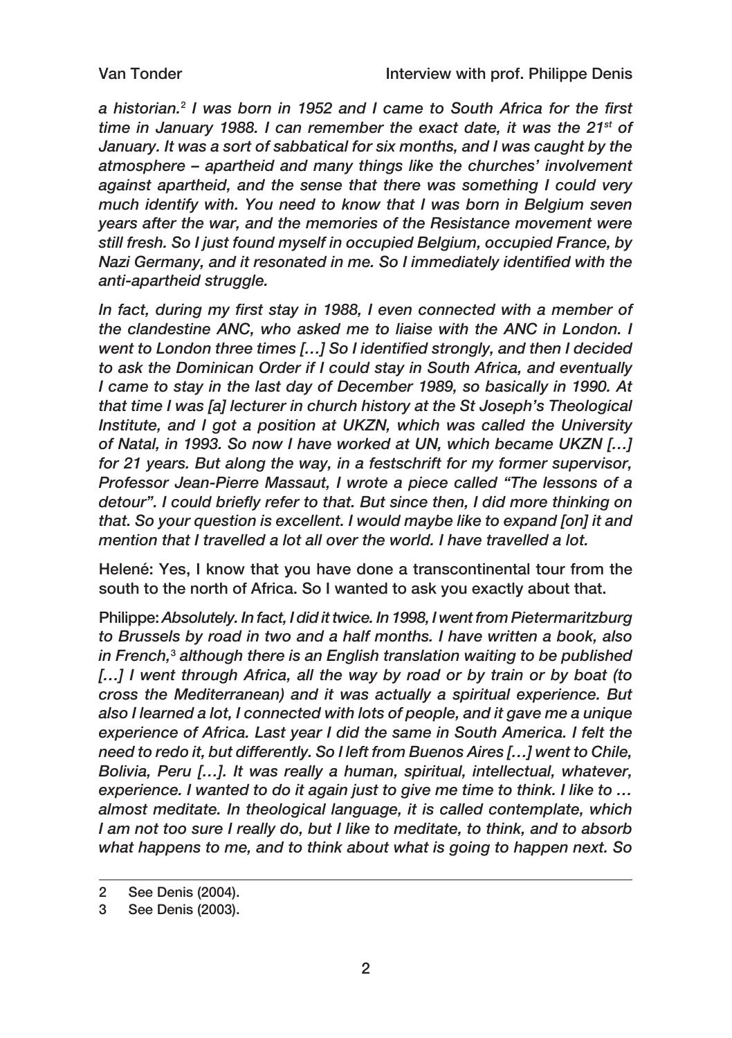*a historian.*[2] *I was born in 1952 and I came to South Africa for the first time in January 1988. I can remember the exact date, it was the 21st of January. It was a sort of sabbatical for six months, and I was caught by the atmosphere – apartheid and many things like the churches' involvement against apartheid, and the sense that there was something I could very much identify with. You need to know that I was born in Belgium seven years after the war, and the memories of the Resistance movement were still fresh. So I just found myself in occupied Belgium, occupied France, by Nazi Germany, and it resonated in me. So I immediately identified with the anti-apartheid struggle.*

*In fact, during my first stay in 1988, I even connected with a member of the clandestine ANC, who asked me to liaise with the ANC in London. I went to London three times […] So I identified strongly, and then I decided to ask the Dominican Order if I could stay in South Africa, and eventually I came to stay in the last day of December 1989, so basically in 1990. At that time I was [a] lecturer in church history at the St Joseph's Theological Institute, and I got a position at UKZN, which was called the University of Natal, in 1993. So now I have worked at UN, which became UKZN […] for 21 years. But along the way, in a festschrift for my former supervisor, Professor Jean-Pierre Massaut, I wrote a piece called "The lessons of a detour". I could briefly refer to that. But since then, I did more thinking on that. So your question is excellent. I would maybe like to expand [on] it and mention that I travelled a lot all over the world. I have travelled a lot.*

Helené: Yes, I know that you have done a transcontinental tour from the south to the north of Africa. So I wanted to ask you exactly about that.

Philippe: *Absolutely. In fact, I did it twice. In 1998, I went from Pietermaritzburg to Brussels by road in two and a half months. I have written a book, also in French,*[3] *although there is an English translation waiting to be published […] I went through Africa, all the way by road or by train or by boat (to cross the Mediterranean) and it was actually a spiritual experience. But also I learned a lot, I connected with lots of people, and it gave me a unique experience of Africa. Last year I did the same in South America. I felt the need to redo it, but differently. So I left from Buenos Aires […] went to Chile, Bolivia, Peru […]. It was really a human, spiritual, intellectual, whatever, experience. I wanted to do it again just to give me time to think. I like to … almost meditate. In theological language, it is called contemplate, which I am not too sure I really do, but I like to meditate, to think, and to absorb what happens to me, and to think about what is going to happen next. So*

---

2 See Denis (2004).

3 See Denis (2003).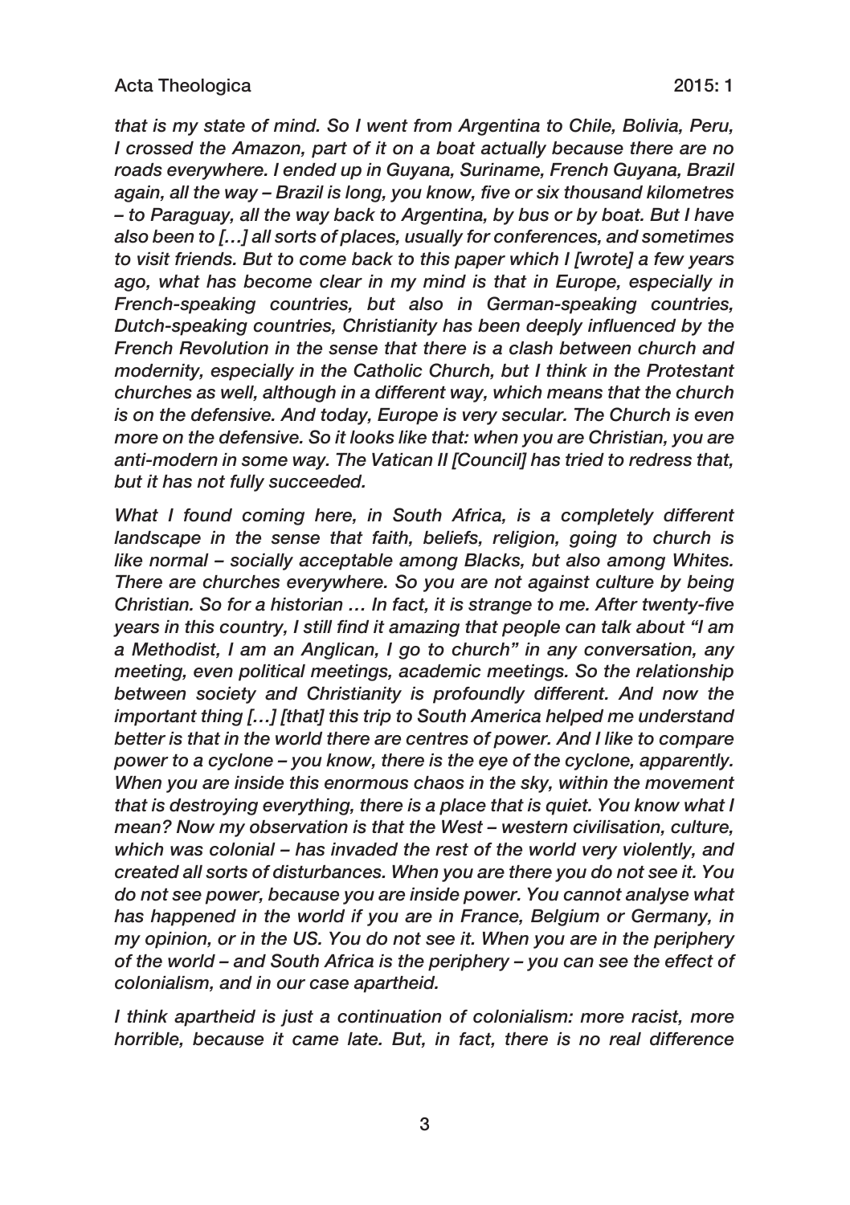*that is my state of mind. So I went from Argentina to Chile, Bolivia, Peru, I crossed the Amazon, part of it on a boat actually because there are no roads everywhere. I ended up in Guyana, Suriname, French Guyana, Brazil again, all the way – Brazil is long, you know, five or six thousand kilometres – to Paraguay, all the way back to Argentina, by bus or by boat. But I have also been to […] all sorts of places, usually for conferences, and sometimes to visit friends. But to come back to this paper which I [wrote] a few years ago, what has become clear in my mind is that in Europe, especially in French-speaking countries, but also in German-speaking countries, Dutch-speaking countries, Christianity has been deeply influenced by the French Revolution in the sense that there is a clash between church and modernity, especially in the Catholic Church, but I think in the Protestant churches as well, although in a different way, which means that the church is on the defensive. And today, Europe is very secular. The Church is even more on the defensive. So it looks like that: when you are Christian, you are anti-modern in some way. The Vatican II [Council] has tried to redress that, but it has not fully succeeded.*

*What I found coming here, in South Africa, is a completely different landscape in the sense that faith, beliefs, religion, going to church is like normal – socially acceptable among Blacks, but also among Whites. There are churches everywhere. So you are not against culture by being Christian. So for a historian … In fact, it is strange to me. After twenty-five years in this country, I still find it amazing that people can talk about "I am a Methodist, I am an Anglican, I go to church" in any conversation, any meeting, even political meetings, academic meetings. So the relationship between society and Christianity is profoundly different. And now the important thing […] [that] this trip to South America helped me understand better is that in the world there are centres of power. And I like to compare power to a cyclone – you know, there is the eye of the cyclone, apparently. When you are inside this enormous chaos in the sky, within the movement that is destroying everything, there is a place that is quiet. You know what I mean? Now my observation is that the West – western civilisation, culture, which was colonial – has invaded the rest of the world very violently, and created all sorts of disturbances. When you are there you do not see it. You do not see power, because you are inside power. You cannot analyse what has happened in the world if you are in France, Belgium or Germany, in my opinion, or in the US. You do not see it. When you are in the periphery of the world – and South Africa is the periphery – you can see the effect of colonialism, and in our case apartheid.*

*I think apartheid is just a continuation of colonialism: more racist, more horrible, because it came late. But, in fact, there is no real difference*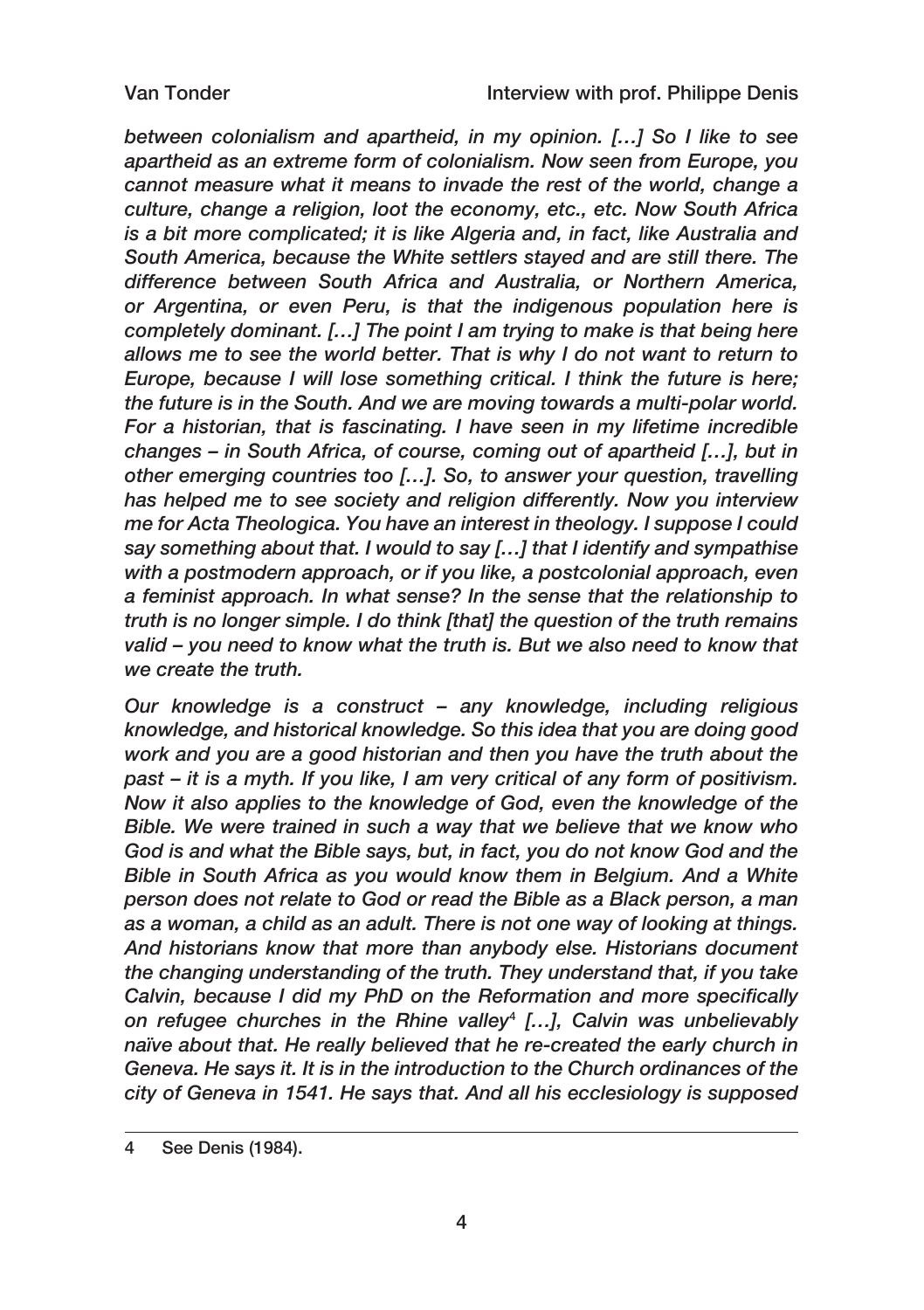*between colonialism and apartheid, in my opinion. […] So I like to see apartheid as an extreme form of colonialism. Now seen from Europe, you cannot measure what it means to invade the rest of the world, change a culture, change a religion, loot the economy, etc., etc. Now South Africa is a bit more complicated; it is like Algeria and, in fact, like Australia and South America, because the White settlers stayed and are still there. The difference between South Africa and Australia, or Northern America, or Argentina, or even Peru, is that the indigenous population here is completely dominant. […] The point I am trying to make is that being here allows me to see the world better. That is why I do not want to return to Europe, because I will lose something critical. I think the future is here; the future is in the South. And we are moving towards a multi-polar world. For a historian, that is fascinating. I have seen in my lifetime incredible changes – in South Africa, of course, coming out of apartheid […], but in other emerging countries too […]. So, to answer your question, travelling has helped me to see society and religion differently. Now you interview me for Acta Theologica. You have an interest in theology. I suppose I could say something about that. I would to say […] that I identify and sympathise with a postmodern approach, or if you like, a postcolonial approach, even a feminist approach. In what sense? In the sense that the relationship to truth is no longer simple. I do think [that] the question of the truth remains valid – you need to know what the truth is. But we also need to know that we create the truth.*

*Our knowledge is a construct – any knowledge, including religious knowledge, and historical knowledge. So this idea that you are doing good work and you are a good historian and then you have the truth about the past – it is a myth. If you like, I am very critical of any form of positivism. Now it also applies to the knowledge of God, even the knowledge of the Bible. We were trained in such a way that we believe that we know who God is and what the Bible says, but, in fact, you do not know God and the Bible in South Africa as you would know them in Belgium. And a White person does not relate to God or read the Bible as a Black person, a man as a woman, a child as an adult. There is not one way of looking at things. And historians know that more than anybody else. Historians document the changing understanding of the truth. They understand that, if you take Calvin, because I did my PhD on the Reformation and more specifically on refugee churches in the Rhine valley*[4] *[…], Calvin was unbelievably naïve about that. He really believed that he re-created the early church in Geneva. He says it. It is in the introduction to the Church ordinances of the city of Geneva in 1541. He says that. And all his ecclesiology is supposed*

4 See Denis (1984).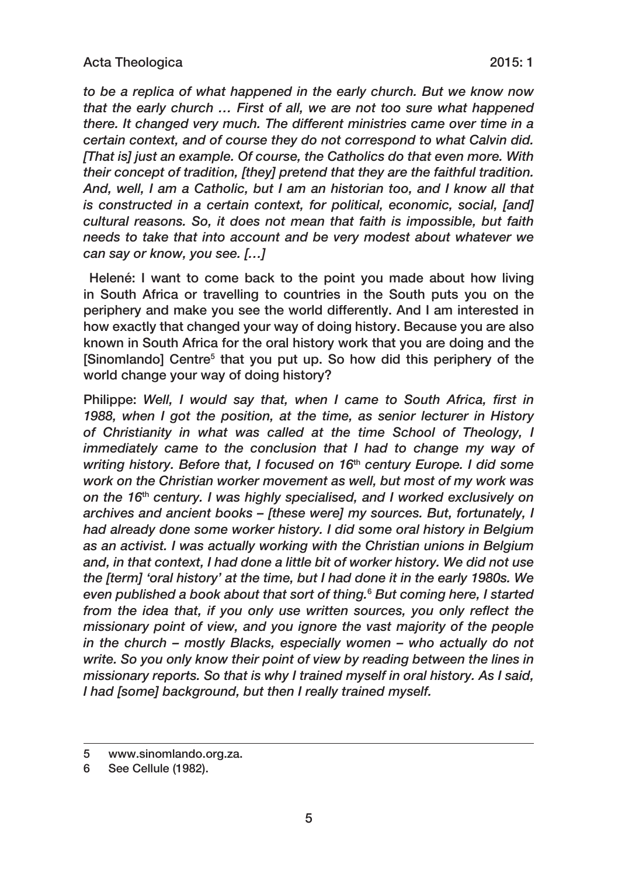*to be a replica of what happened in the early church. But we know now that the early church … First of all, we are not too sure what happened there. It changed very much. The different ministries came over time in a certain context, and of course they do not correspond to what Calvin did. [That is] just an example. Of course, the Catholics do that even more. With their concept of tradition, [they] pretend that they are the faithful tradition. And, well, I am a Catholic, but I am an historian too, and I know all that is constructed in a certain context, for political, economic, social, [and] cultural reasons. So, it does not mean that faith is impossible, but faith needs to take that into account and be very modest about whatever we can say or know, you see. […]*

**Helené: I want to come back to the point you made about how living in South Africa or travelling to countries in the South puts you on the periphery and make you see the world differently. And I am interested in how exactly that changed your way of doing history. Because you are also known in South Africa for the oral history work that you are doing and the [Sinomlando] Centre[5] that you put up. So how did this periphery of the world change your way of doing history?**

**Philippe:** *Well, I would say that, when I came to South Africa, first in 1988, when I got the position, at the time, as senior lecturer in History of Christianity in what was called at the time School of Theology, I immediately came to the conclusion that I had to change my way of writing history. Before that, I focused on 16th century Europe. I did some work on the Christian worker movement as well, but most of my work was on the 16th century. I was highly specialised, and I worked exclusively on archives and ancient books – [these were] my sources. But, fortunately, I had already done some worker history. I did some oral history in Belgium as an activist. I was actually working with the Christian unions in Belgium and, in that context, I had done a little bit of worker history. We did not use the [term] 'oral history' at the time, but I had done it in the early 1980s. We even published a book about that sort of thing.[6] But coming here, I started from the idea that, if you only use written sources, you only reflect the missionary point of view, and you ignore the vast majority of the people in the church – mostly Blacks, especially women – who actually do not write. So you only know their point of view by reading between the lines in missionary reports. So that is why I trained myself in oral history. As I said, I had [some] background, but then I really trained myself.*

---

5 www.sinomlando.org.za.

6 See Cellule (1982).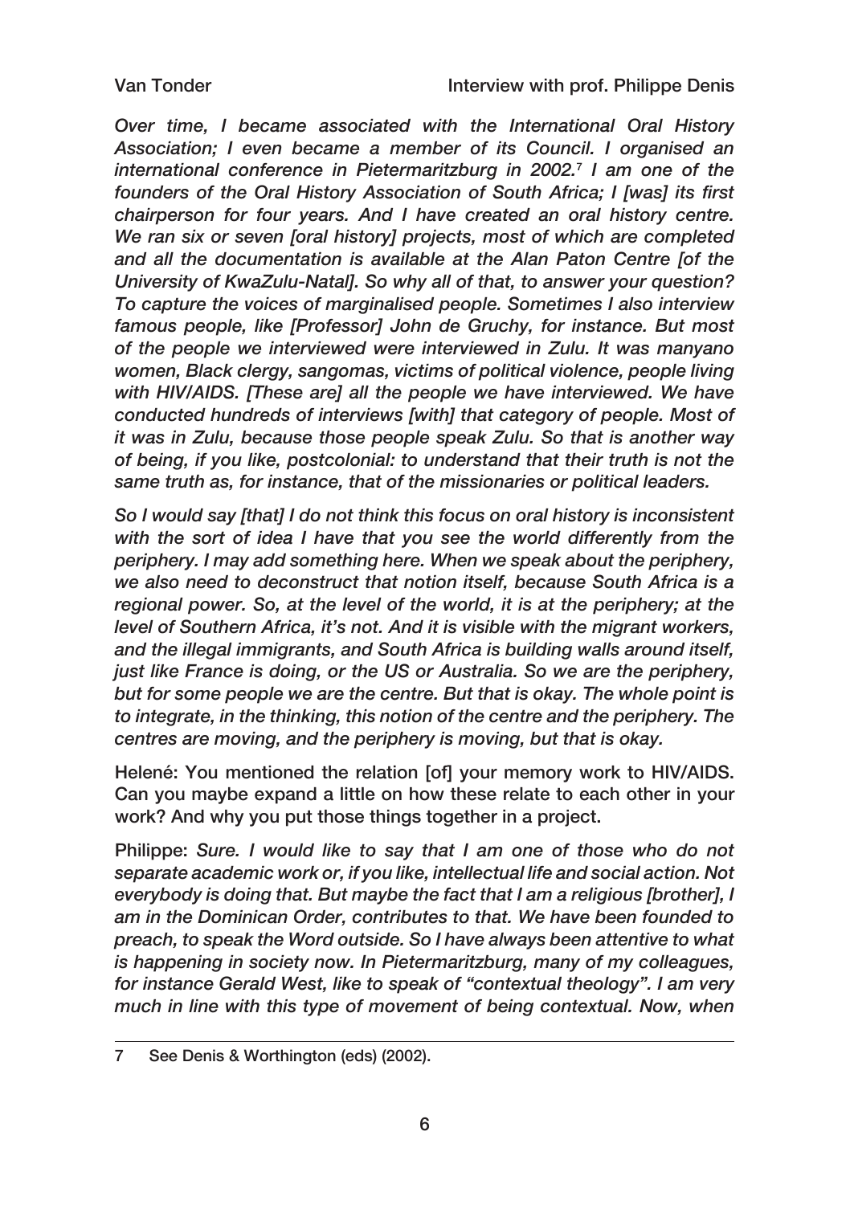*Over time, I became associated with the International Oral History Association; I even became a member of its Council. I organised an international conference in Pietermaritzburg in 2002.*[7] *I am one of the founders of the Oral History Association of South Africa; I [was] its first chairperson for four years. And I have created an oral history centre. We ran six or seven [oral history] projects, most of which are completed and all the documentation is available at the Alan Paton Centre [of the University of KwaZulu-Natal]. So why all of that, to answer your question? To capture the voices of marginalised people. Sometimes I also interview famous people, like [Professor] John de Gruchy, for instance. But most of the people we interviewed were interviewed in Zulu. It was manyano women, Black clergy, sangomas, victims of political violence, people living with HIV/AIDS. [These are] all the people we have interviewed. We have conducted hundreds of interviews [with] that category of people. Most of it was in Zulu, because those people speak Zulu. So that is another way of being, if you like, postcolonial: to understand that their truth is not the same truth as, for instance, that of the missionaries or political leaders.*

*So I would say [that] I do not think this focus on oral history is inconsistent with the sort of idea I have that you see the world differently from the periphery. I may add something here. When we speak about the periphery, we also need to deconstruct that notion itself, because South Africa is a regional power. So, at the level of the world, it is at the periphery; at the level of Southern Africa, it's not. And it is visible with the migrant workers, and the illegal immigrants, and South Africa is building walls around itself, just like France is doing, or the US or Australia. So we are the periphery, but for some people we are the centre. But that is okay. The whole point is to integrate, in the thinking, this notion of the centre and the periphery. The centres are moving, and the periphery is moving, but that is okay.*

Helené: You mentioned the relation [of] your memory work to HIV/AIDS. Can you maybe expand a little on how these relate to each other in your work? And why you put those things together in a project.

Philippe: *Sure. I would like to say that I am one of those who do not separate academic work or, if you like, intellectual life and social action. Not everybody is doing that. But maybe the fact that I am a religious [brother], I am in the Dominican Order, contributes to that. We have been founded to preach, to speak the Word outside. So I have always been attentive to what is happening in society now. In Pietermaritzburg, many of my colleagues, for instance Gerald West, like to speak of "contextual theology". I am very much in line with this type of movement of being contextual. Now, when*

---

7 See Denis & Worthington (eds) (2002).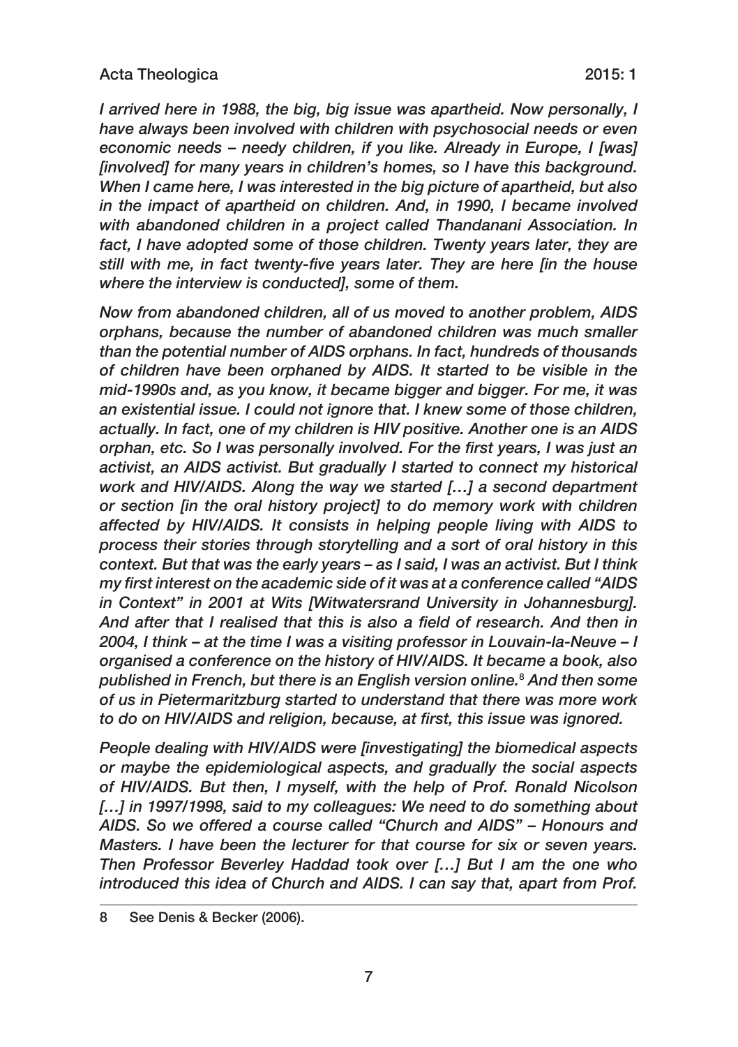*I arrived here in 1988, the big, big issue was apartheid. Now personally, I have always been involved with children with psychosocial needs or even economic needs – needy children, if you like. Already in Europe, I [was] [involved] for many years in children's homes, so I have this background. When I came here, I was interested in the big picture of apartheid, but also in the impact of apartheid on children. And, in 1990, I became involved with abandoned children in a project called Thandanani Association. In fact, I have adopted some of those children. Twenty years later, they are still with me, in fact twenty-five years later. They are here [in the house where the interview is conducted], some of them.*

*Now from abandoned children, all of us moved to another problem, AIDS orphans, because the number of abandoned children was much smaller than the potential number of AIDS orphans. In fact, hundreds of thousands of children have been orphaned by AIDS. It started to be visible in the mid-1990s and, as you know, it became bigger and bigger. For me, it was an existential issue. I could not ignore that. I knew some of those children, actually. In fact, one of my children is HIV positive. Another one is an AIDS orphan, etc. So I was personally involved. For the first years, I was just an activist, an AIDS activist. But gradually I started to connect my historical work and HIV/AIDS. Along the way we started […] a second department or section [in the oral history project] to do memory work with children affected by HIV/AIDS. It consists in helping people living with AIDS to process their stories through storytelling and a sort of oral history in this context. But that was the early years – as I said, I was an activist. But I think my first interest on the academic side of it was at a conference called "AIDS in Context" in 2001 at Wits [Witwatersrand University in Johannesburg]. And after that I realised that this is also a field of research. And then in 2004, I think – at the time I was a visiting professor in Louvain-la-Neuve – I organised a conference on the history of HIV/AIDS. It became a book, also published in French, but there is an English version online.*[8] *And then some of us in Pietermaritzburg started to understand that there was more work to do on HIV/AIDS and religion, because, at first, this issue was ignored.*

*People dealing with HIV/AIDS were [investigating] the biomedical aspects or maybe the epidemiological aspects, and gradually the social aspects of HIV/AIDS. But then, I myself, with the help of Prof. Ronald Nicolson […] in 1997/1998, said to my colleagues: We need to do something about AIDS. So we offered a course called "Church and AIDS" – Honours and Masters. I have been the lecturer for that course for six or seven years. Then Professor Beverley Haddad took over […] But I am the one who introduced this idea of Church and AIDS. I can say that, apart from Prof.*

8 See Denis & Becker (2006).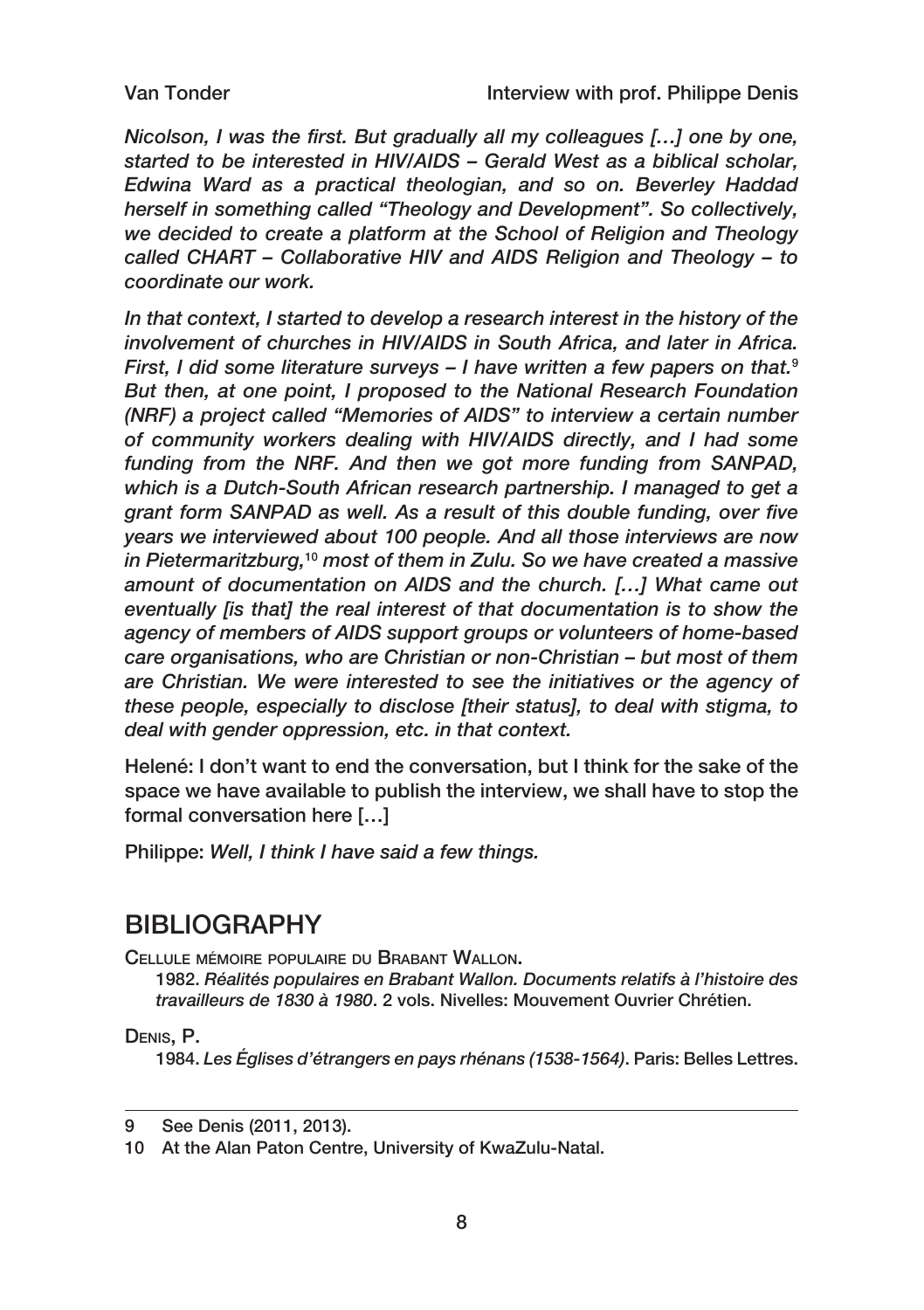*Nicolson, I was the first. But gradually all my colleagues […] one by one, started to be interested in HIV/AIDS – Gerald West as a biblical scholar, Edwina Ward as a practical theologian, and so on. Beverley Haddad herself in something called "Theology and Development". So collectively, we decided to create a platform at the School of Religion and Theology called CHART – Collaborative HIV and AIDS Religion and Theology – to coordinate our work.*

*In that context, I started to develop a research interest in the history of the involvement of churches in HIV/AIDS in South Africa, and later in Africa. First, I did some literature surveys – I have written a few papers on that.*[9] *But then, at one point, I proposed to the National Research Foundation (NRF) a project called "Memories of AIDS" to interview a certain number of community workers dealing with HIV/AIDS directly, and I had some funding from the NRF. And then we got more funding from SANPAD, which is a Dutch-South African research partnership. I managed to get a grant form SANPAD as well. As a result of this double funding, over five years we interviewed about 100 people. And all those interviews are now in Pietermaritzburg,*[10] *most of them in Zulu. So we have created a massive amount of documentation on AIDS and the church. […] What came out eventually [is that] the real interest of that documentation is to show the agency of members of AIDS support groups or volunteers of home-based care organisations, who are Christian or non-Christian – but most of them are Christian. We were interested to see the initiatives or the agency of these people, especially to disclose [their status], to deal with stigma, to deal with gender oppression, etc. in that context.*

Helené: I don't want to end the conversation, but I think for the sake of the space we have available to publish the interview, we shall have to stop the formal conversation here […]

Philippe: *Well, I think I have said a few things.*

## BIBLIOGRAPHY

Cellule mémoire populaire du Brabant Wallon.
1982. *Réalités populaires en Brabant Wallon. Documents relatifs à l'histoire des travailleurs de 1830 à 1980*. 2 vols. Nivelles: Mouvement Ouvrier Chrétien.

Denis, P.
1984. *Les Églises d'étrangers en pays rhénans (1538-1564)*. Paris: Belles Lettres.

---

9 See Denis (2011, 2013).

10 At the Alan Paton Centre, University of KwaZulu-Natal.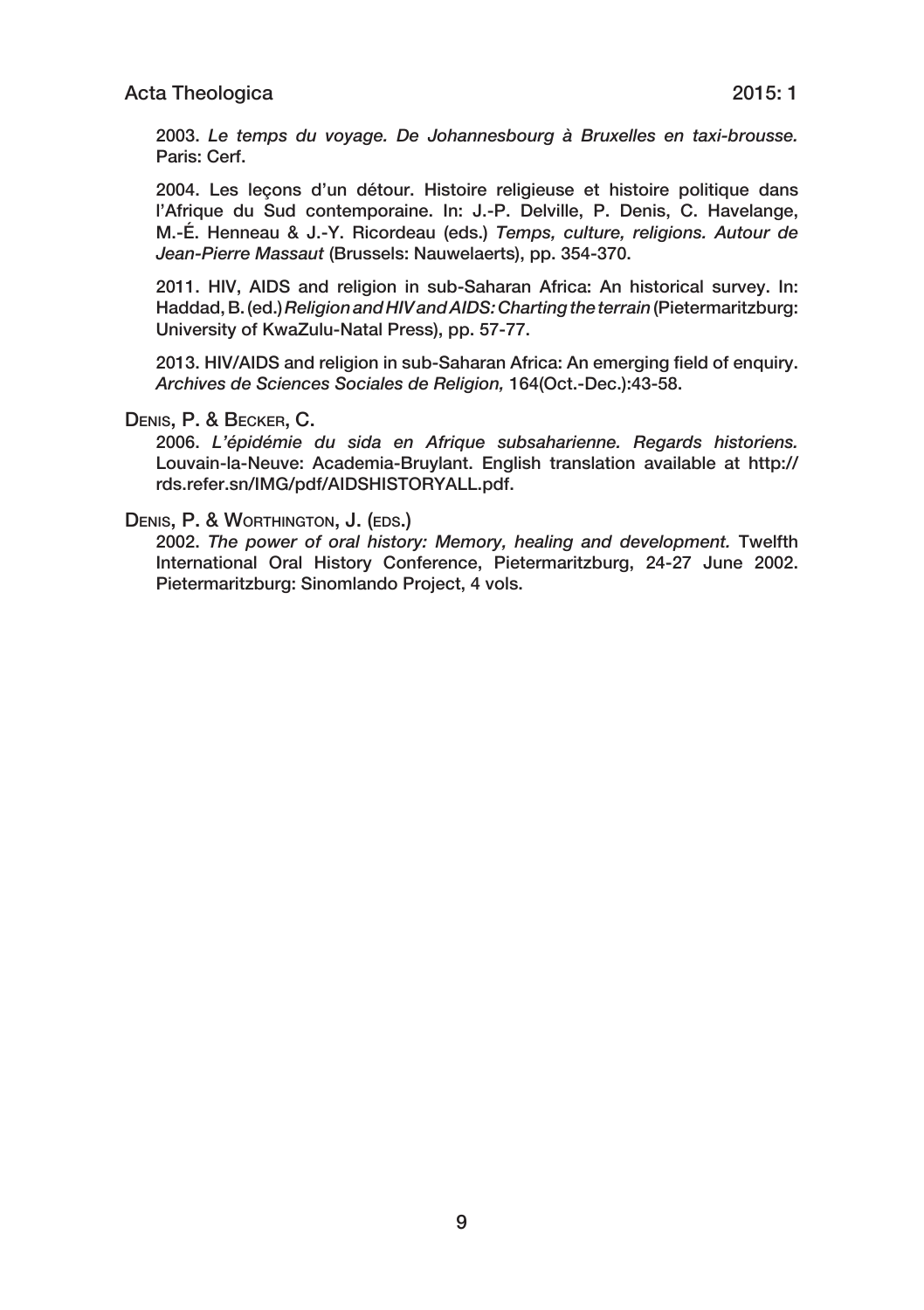2003. *Le temps du voyage. De Johannesbourg à Bruxelles en taxi-brousse.* Paris: Cerf.

2004. Les leçons d'un détour. Histoire religieuse et histoire politique dans l'Afrique du Sud contemporaine. In: J.-P. Delville, P. Denis, C. Havelange, M.-É. Henneau & J.-Y. Ricordeau (eds.) *Temps, culture, religions. Autour de Jean-Pierre Massaut* (Brussels: Nauwelaerts), pp. 354-370.

2011. HIV, AIDS and religion in sub-Saharan Africa: An historical survey. In: Haddad, B. (ed.) *Religion and HIV and AIDS: Charting the terrain* (Pietermaritzburg: University of KwaZulu-Natal Press), pp. 57-77.

2013. HIV/AIDS and religion in sub-Saharan Africa: An emerging field of enquiry. *Archives de Sciences Sociales de Religion,* 164(Oct.-Dec.):43-58.

Denis, P. & Becker, C.

2006. *L'épidémie du sida en Afrique subsaharienne. Regards historiens.* Louvain-la-Neuve: Academia-Bruylant. English translation available at http://rds.refer.sn/IMG/pdf/AIDSHISTORYALL.pdf.

Denis, P. & Worthington, J. (eds.)

2002. *The power of oral history: Memory, healing and development.* Twelfth International Oral History Conference, Pietermaritzburg, 24-27 June 2002. Pietermaritzburg: Sinomlando Project, 4 vols.